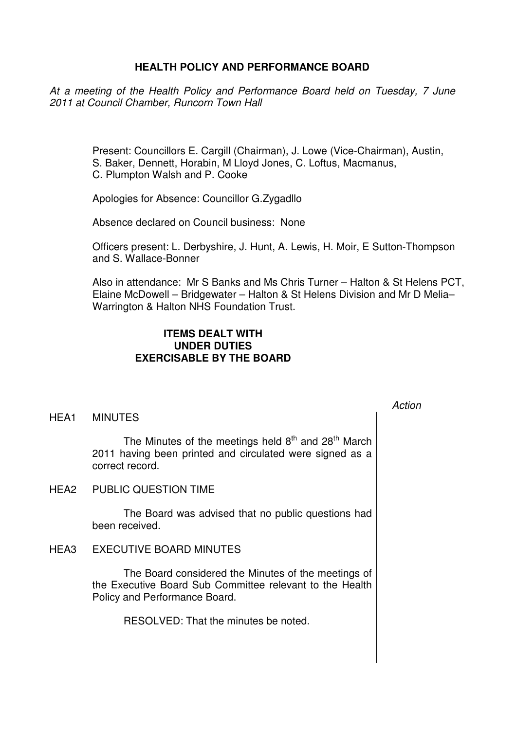# HEALTH POLICY AND PERFORMANCE BOARD

*At a meeting of the Health Policy and Performance Board held on Tuesday, 7 June 2011 at Council Chamber, Runcorn Town Hall*

Present: Councillors E. Cargill (Chairman), J. Lowe (Vice-Chairman), Austin, S. Baker, Dennett, Horabin, M Lloyd Jones, C. Loftus, Macmanus, C. Plumpton Walsh and P. Cooke

Apologies for Absence: Councillor G.Zygadllo

Absence declared on Council business: None

Officers present: L. Derbyshire, J. Hunt, A. Lewis, H. Moir, E Sutton-Thompson and S. Wallace-Bonner

Also in attendance: Mr S Banks and Ms Chris Turner – Halton & St Helens PCT, Elaine McDowell – Bridgewater – Halton & St Helens Division and Mr D Melia– Warrington & Halton NHS Foundation Trust.

## ITEMS DEALT WITH UNDER DUTIES EXERCISABLE BY THE BOARD

*Action*

### HEA1 MINUTES

The Minutes of the meetings held 8th and 28th March 2011 having been printed and circulated were signed as a correct record.

### HEA2 PUBLIC QUESTION TIME

The Board was advised that no public questions had been received.

### HEA3 EXECUTIVE BOARD MINUTES

The Board considered the Minutes of the meetings of the Executive Board Sub Committee relevant to the Health Policy and Performance Board.

RESOLVED: That the minutes be noted.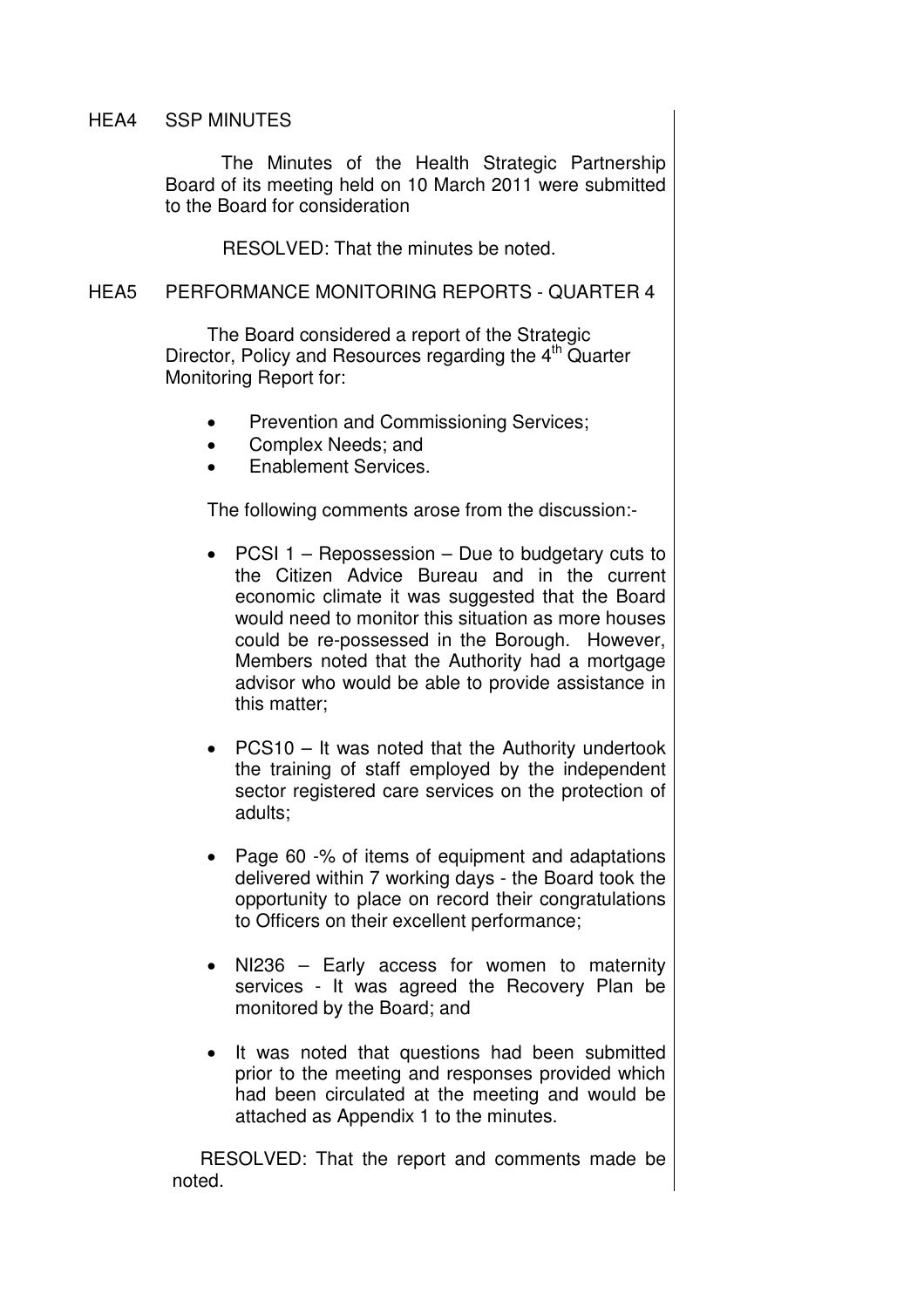## HEA4 SSP MINUTES

The Minutes of the Health Strategic Partnership Board of its meeting held on 10 March 2011 were submitted to the Board for consideration

RESOLVED: That the minutes be noted.

## HEA5 PERFORMANCE MONITORING REPORTS - QUARTER 4

The Board considered a report of the Strategic Director, Policy and Resources regarding the 4th Quarter Monitoring Report for:

- Prevention and Commissioning Services;
- Complex Needs; and
- Enablement Services.

The following comments arose from the discussion:-

- PCSI 1 – Repossession – Due to budgetary cuts to the Citizen Advice Bureau and in the current economic climate it was suggested that the Board would need to monitor this situation as more houses could be re-possessed in the Borough. However, Members noted that the Authority had a mortgage advisor who would be able to provide assistance in this matter;
- PCS10 – It was noted that the Authority undertook the training of staff employed by the independent sector registered care services on the protection of adults;
- Page 60 -% of items of equipment and adaptations delivered within 7 working days - the Board took the opportunity to place on record their congratulations to Officers on their excellent performance;
- NI236 – Early access for women to maternity services - It was agreed the Recovery Plan be monitored by the Board; and
- It was noted that questions had been submitted prior to the meeting and responses provided which had been circulated at the meeting and would be attached as Appendix 1 to the minutes.

RESOLVED: That the report and comments made be noted.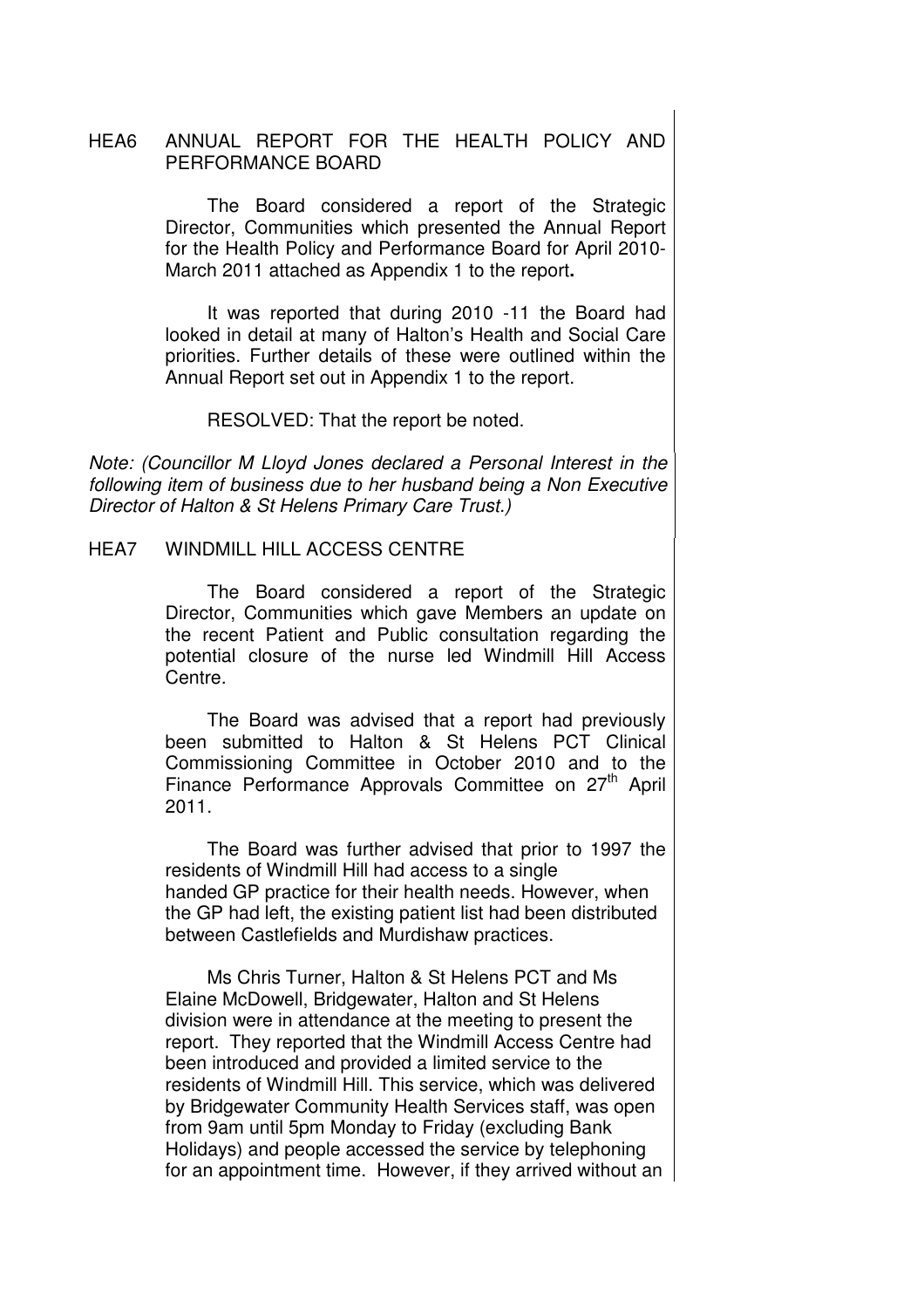### HEA6 ANNUAL REPORT FOR THE HEALTH POLICY AND PERFORMANCE BOARD

The Board considered a report of the Strategic Director, Communities which presented the Annual Report for the Health Policy and Performance Board for April 2010-March 2011 attached as Appendix 1 to the report**.**

It was reported that during 2010 -11 the Board had looked in detail at many of Halton's Health and Social Care priorities. Further details of these were outlined within the Annual Report set out in Appendix 1 to the report.

RESOLVED: That the report be noted.

*Note: (Councillor M Lloyd Jones declared a Personal Interest in the following item of business due to her husband being a Non Executive Director of Halton & St Helens Primary Care Trust.)*

### HEA7 WINDMILL HILL ACCESS CENTRE

The Board considered a report of the Strategic Director, Communities which gave Members an update on the recent Patient and Public consultation regarding the potential closure of the nurse led Windmill Hill Access Centre.

The Board was advised that a report had previously been submitted to Halton & St Helens PCT Clinical Commissioning Committee in October 2010 and to the Finance Performance Approvals Committee on 27th April 2011.

The Board was further advised that prior to 1997 the residents of Windmill Hill had access to a single handed GP practice for their health needs. However, when the GP had left, the existing patient list had been distributed between Castlefields and Murdishaw practices.

Ms Chris Turner, Halton & St Helens PCT and Ms Elaine McDowell, Bridgewater, Halton and St Helens division were in attendance at the meeting to present the report. They reported that the Windmill Access Centre had been introduced and provided a limited service to the residents of Windmill Hill. This service, which was delivered by Bridgewater Community Health Services staff, was open from 9am until 5pm Monday to Friday (excluding Bank Holidays) and people accessed the service by telephoning for an appointment time. However, if they arrived without an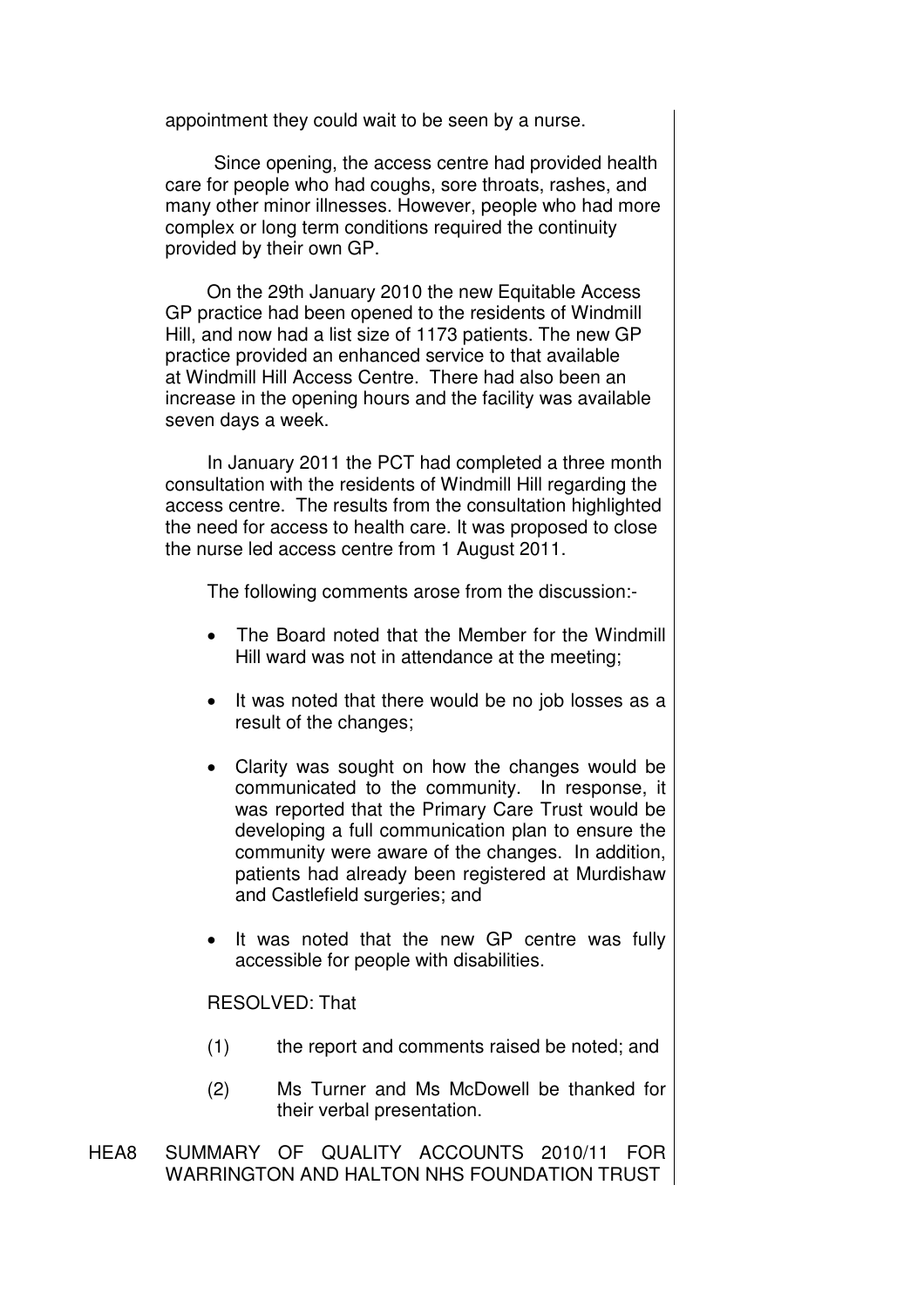appointment they could wait to be seen by a nurse.

Since opening, the access centre had provided health care for people who had coughs, sore throats, rashes, and many other minor illnesses. However, people who had more complex or long term conditions required the continuity provided by their own GP.

On the 29th January 2010 the new Equitable Access GP practice had been opened to the residents of Windmill Hill, and now had a list size of 1173 patients. The new GP practice provided an enhanced service to that available at Windmill Hill Access Centre. There had also been an increase in the opening hours and the facility was available seven days a week.

In January 2011 the PCT had completed a three month consultation with the residents of Windmill Hill regarding the access centre. The results from the consultation highlighted the need for access to health care. It was proposed to close the nurse led access centre from 1 August 2011.

The following comments arose from the discussion:-

- The Board noted that the Member for the Windmill Hill ward was not in attendance at the meeting;
- It was noted that there would be no job losses as a result of the changes;
- Clarity was sought on how the changes would be communicated to the community. In response, it was reported that the Primary Care Trust would be developing a full communication plan to ensure the community were aware of the changes. In addition, patients had already been registered at Murdishaw and Castlefield surgeries; and
- It was noted that the new GP centre was fully accessible for people with disabilities.

RESOLVED: That

(1) the report and comments raised be noted; and

(2) Ms Turner and Ms McDowell be thanked for their verbal presentation.

HEA8 SUMMARY OF QUALITY ACCOUNTS 2010/11 FOR WARRINGTON AND HALTON NHS FOUNDATION TRUST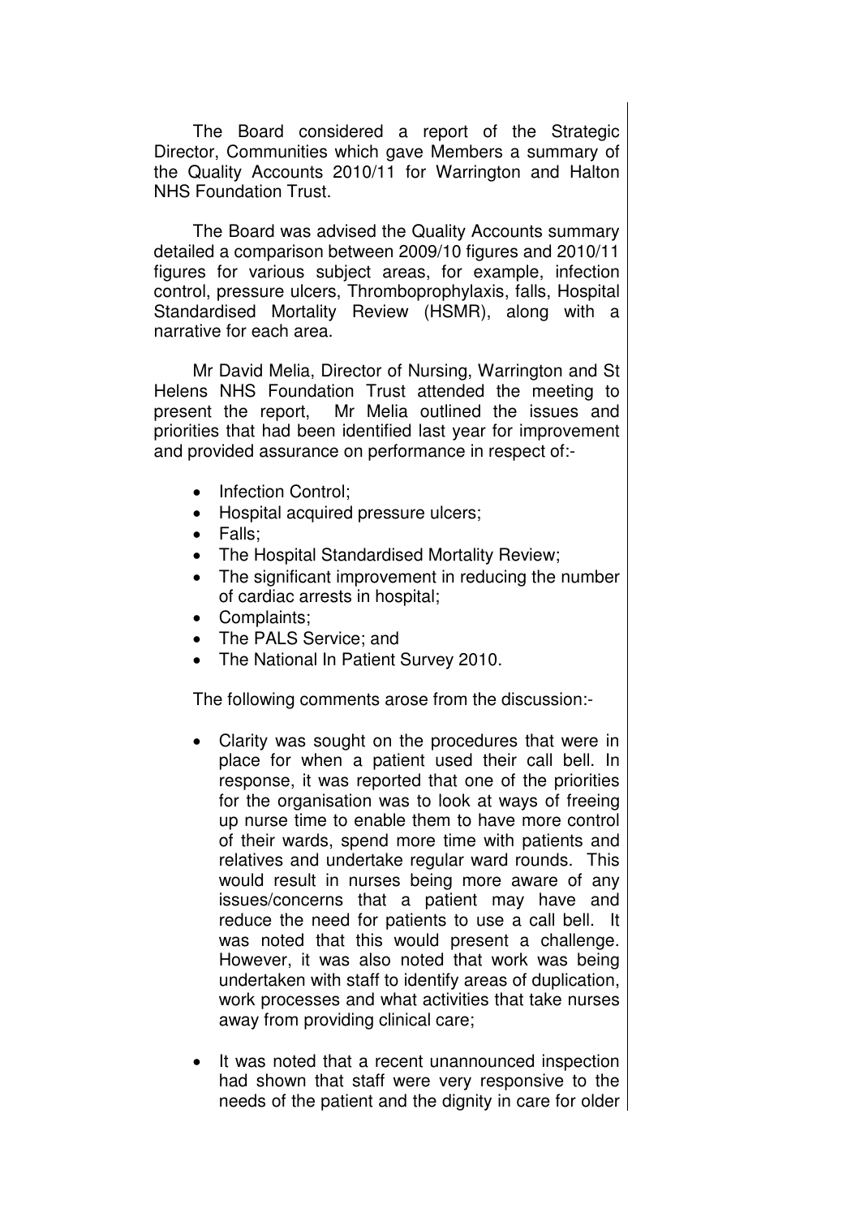The Board considered a report of the Strategic Director, Communities which gave Members a summary of the Quality Accounts 2010/11 for Warrington and Halton NHS Foundation Trust.

The Board was advised the Quality Accounts summary detailed a comparison between 2009/10 figures and 2010/11 figures for various subject areas, for example, infection control, pressure ulcers, Thromboprophylaxis, falls, Hospital Standardised Mortality Review (HSMR), along with a narrative for each area.

Mr David Melia, Director of Nursing, Warrington and St Helens NHS Foundation Trust attended the meeting to present the report, Mr Melia outlined the issues and priorities that had been identified last year for improvement and provided assurance on performance in respect of:-

- Infection Control;
- Hospital acquired pressure ulcers;
- Falls;
- The Hospital Standardised Mortality Review;
- The significant improvement in reducing the number of cardiac arrests in hospital;
- Complaints;
- The PALS Service; and
- The National In Patient Survey 2010.

The following comments arose from the discussion:-

- Clarity was sought on the procedures that were in place for when a patient used their call bell. In response, it was reported that one of the priorities for the organisation was to look at ways of freeing up nurse time to enable them to have more control of their wards, spend more time with patients and relatives and undertake regular ward rounds. This would result in nurses being more aware of any issues/concerns that a patient may have and reduce the need for patients to use a call bell. It was noted that this would present a challenge. However, it was also noted that work was being undertaken with staff to identify areas of duplication, work processes and what activities that take nurses away from providing clinical care;

- It was noted that a recent unannounced inspection had shown that staff were very responsive to the needs of the patient and the dignity in care for older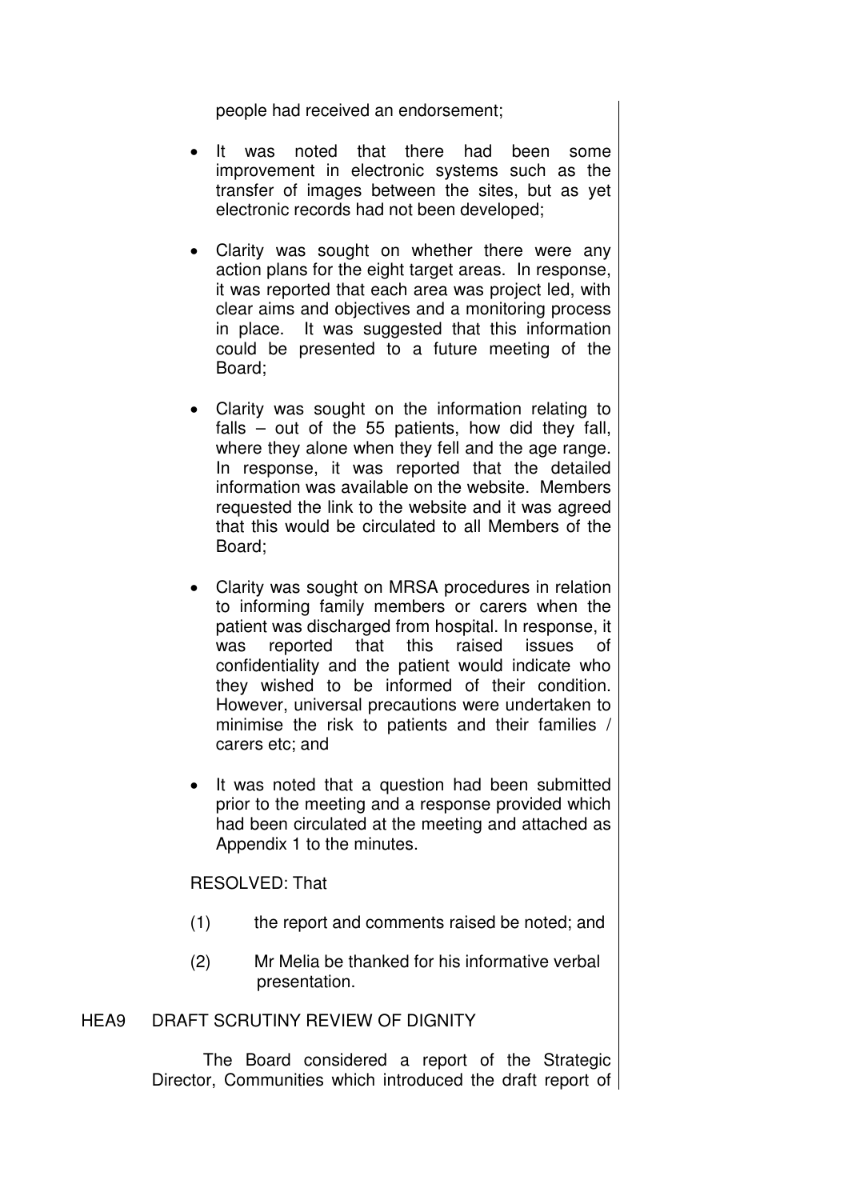people had received an endorsement;

- It was noted that there had been some improvement in electronic systems such as the transfer of images between the sites, but as yet electronic records had not been developed;

- Clarity was sought on whether there were any action plans for the eight target areas. In response, it was reported that each area was project led, with clear aims and objectives and a monitoring process in place. It was suggested that this information could be presented to a future meeting of the Board;

- Clarity was sought on the information relating to falls – out of the 55 patients, how did they fall, where they alone when they fell and the age range. In response, it was reported that the detailed information was available on the website. Members requested the link to the website and it was agreed that this would be circulated to all Members of the Board;

- Clarity was sought on MRSA procedures in relation to informing family members or carers when the patient was discharged from hospital. In response, it was reported that this raised issues of confidentiality and the patient would indicate who they wished to be informed of their condition. However, universal precautions were undertaken to minimise the risk to patients and their families / carers etc; and

- It was noted that a question had been submitted prior to the meeting and a response provided which had been circulated at the meeting and attached as Appendix 1 to the minutes.

RESOLVED: That

(1) the report and comments raised be noted; and

(2) Mr Melia be thanked for his informative verbal presentation.

HEA9 DRAFT SCRUTINY REVIEW OF DIGNITY

The Board considered a report of the Strategic Director, Communities which introduced the draft report of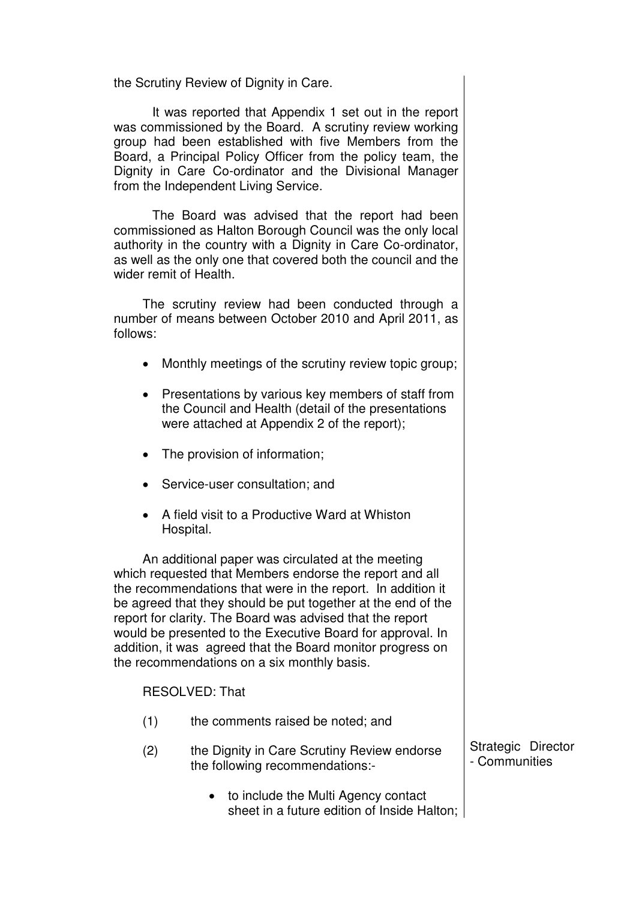the Scrutiny Review of Dignity in Care.

It was reported that Appendix 1 set out in the report was commissioned by the Board. A scrutiny review working group had been established with five Members from the Board, a Principal Policy Officer from the policy team, the Dignity in Care Co-ordinator and the Divisional Manager from the Independent Living Service.

The Board was advised that the report had been commissioned as Halton Borough Council was the only local authority in the country with a Dignity in Care Co-ordinator, as well as the only one that covered both the council and the wider remit of Health.

The scrutiny review had been conducted through a number of means between October 2010 and April 2011, as follows:

- Monthly meetings of the scrutiny review topic group;
- Presentations by various key members of staff from the Council and Health (detail of the presentations were attached at Appendix 2 of the report);
- The provision of information;
- Service-user consultation; and
- A field visit to a Productive Ward at Whiston Hospital.

An additional paper was circulated at the meeting which requested that Members endorse the report and all the recommendations that were in the report. In addition it be agreed that they should be put together at the end of the report for clarity. The Board was advised that the report would be presented to the Executive Board for approval. In addition, it was agreed that the Board monitor progress on the recommendations on a six monthly basis.

RESOLVED: That

(1) the comments raised be noted; and

(2) the Dignity in Care Scrutiny Review endorse the following recommendations:- 

Strategic Director - Communities

- to include the Multi Agency contact sheet in a future edition of Inside Halton;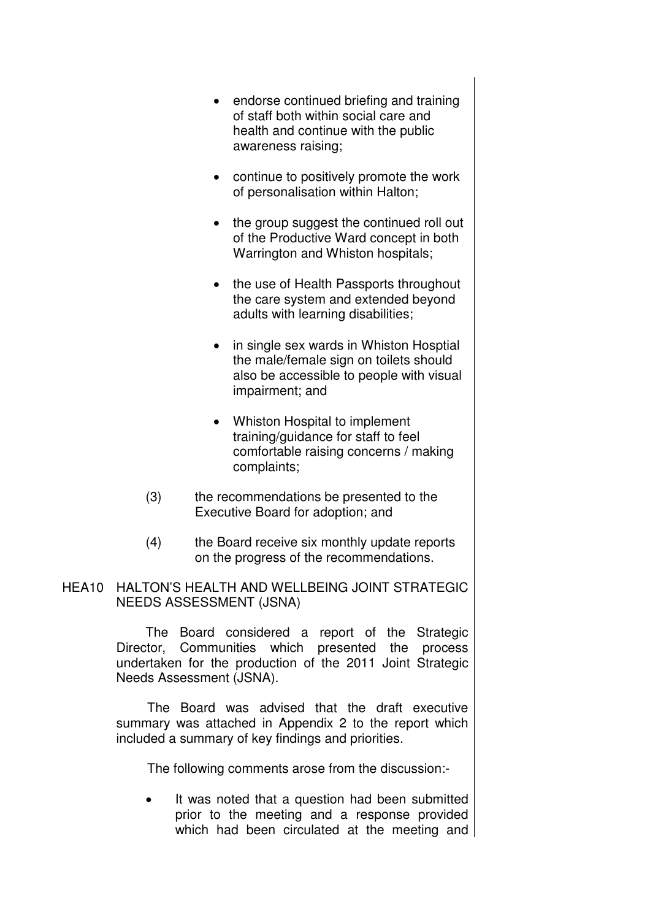- endorse continued briefing and training of staff both within social care and health and continue with the public awareness raising;

- continue to positively promote the work of personalisation within Halton;

- the group suggest the continued roll out of the Productive Ward concept in both Warrington and Whiston hospitals;

- the use of Health Passports throughout the care system and extended beyond adults with learning disabilities;

- in single sex wards in Whiston Hosptial the male/female sign on toilets should also be accessible to people with visual impairment; and

- Whiston Hospital to implement training/guidance for staff to feel comfortable raising concerns / making complaints;

(3) the recommendations be presented to the Executive Board for adoption; and

(4) the Board receive six monthly update reports on the progress of the recommendations.

HEA10 HALTON'S HEALTH AND WELLBEING JOINT STRATEGIC NEEDS ASSESSMENT (JSNA)

The Board considered a report of the Strategic Director, Communities which presented the process undertaken for the production of the 2011 Joint Strategic Needs Assessment (JSNA).

The Board was advised that the draft executive summary was attached in Appendix 2 to the report which included a summary of key findings and priorities.

The following comments arose from the discussion:-

- It was noted that a question had been submitted prior to the meeting and a response provided which had been circulated at the meeting and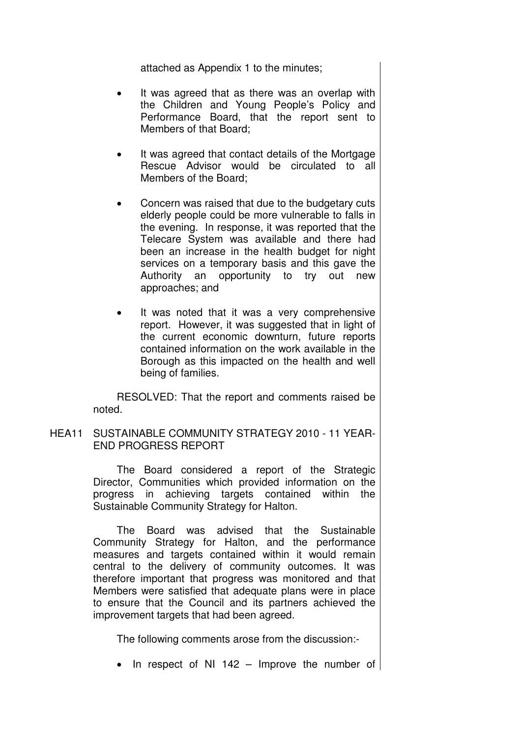attached as Appendix 1 to the minutes;

- It was agreed that as there was an overlap with the Children and Young People's Policy and Performance Board, that the report sent to Members of that Board;

- It was agreed that contact details of the Mortgage Rescue Advisor would be circulated to all Members of the Board;

- Concern was raised that due to the budgetary cuts elderly people could be more vulnerable to falls in the evening. In response, it was reported that the Telecare System was available and there had been an increase in the health budget for night services on a temporary basis and this gave the Authority an opportunity to try out new approaches; and

- It was noted that it was a very comprehensive report. However, it was suggested that in light of the current economic downturn, future reports contained information on the work available in the Borough as this impacted on the health and well being of families.

RESOLVED: That the report and comments raised be noted.

HEA11 SUSTAINABLE COMMUNITY STRATEGY 2010 - 11 YEAR-END PROGRESS REPORT

The Board considered a report of the Strategic Director, Communities which provided information on the progress in achieving targets contained within the Sustainable Community Strategy for Halton.

The Board was advised that the Sustainable Community Strategy for Halton, and the performance measures and targets contained within it would remain central to the delivery of community outcomes. It was therefore important that progress was monitored and that Members were satisfied that adequate plans were in place to ensure that the Council and its partners achieved the improvement targets that had been agreed.

The following comments arose from the discussion:-

- In respect of NI 142 – Improve the number of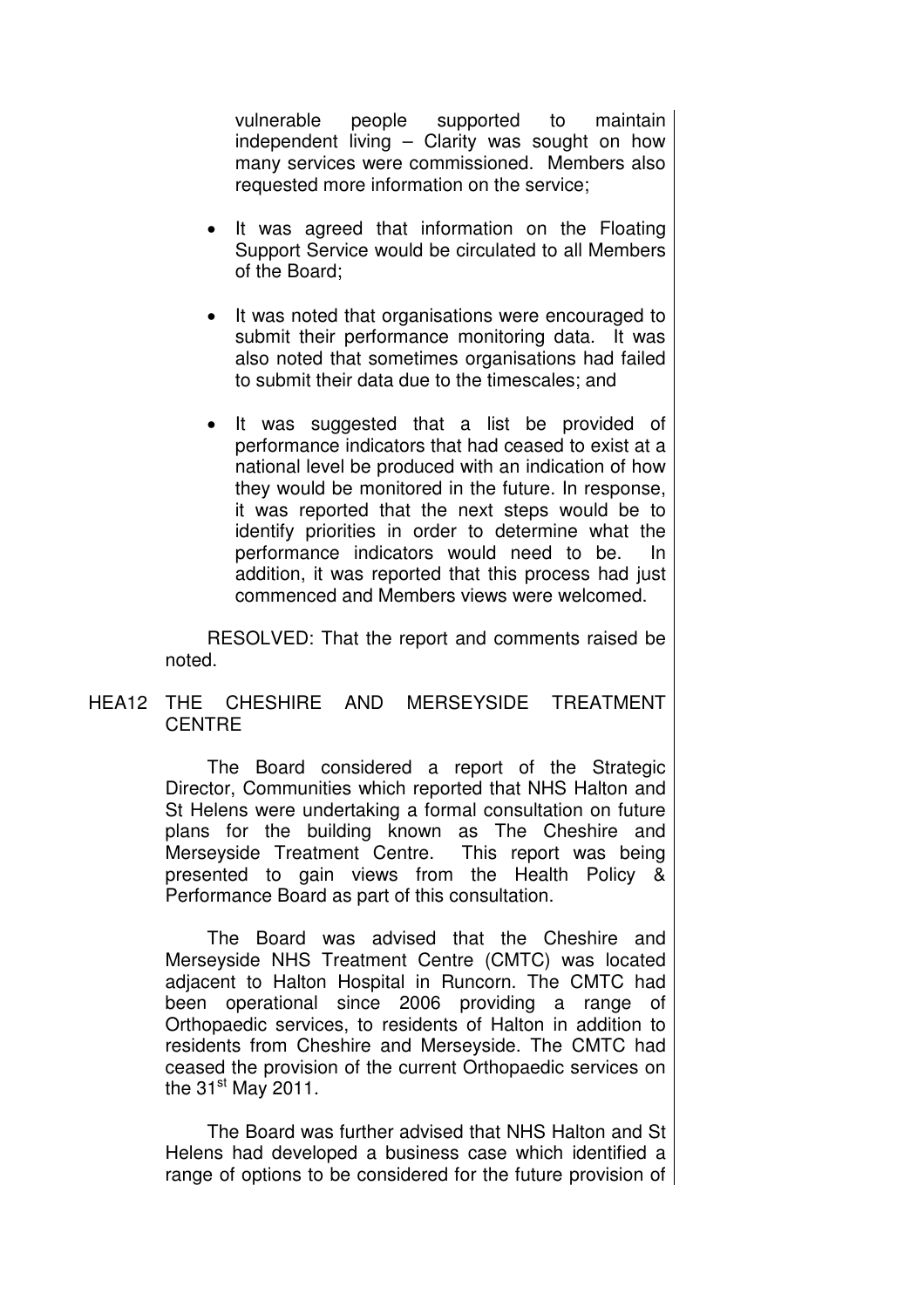vulnerable people supported to maintain independent living – Clarity was sought on how many services were commissioned. Members also requested more information on the service;

- It was agreed that information on the Floating Support Service would be circulated to all Members of the Board;

- It was noted that organisations were encouraged to submit their performance monitoring data. It was also noted that sometimes organisations had failed to submit their data due to the timescales; and

- It was suggested that a list be provided of performance indicators that had ceased to exist at a national level be produced with an indication of how they would be monitored in the future. In response, it was reported that the next steps would be to identify priorities in order to determine what the performance indicators would need to be. In addition, it was reported that this process had just commenced and Members views were welcomed.

RESOLVED: That the report and comments raised be noted.

## HEA12 THE CHESHIRE AND MERSEYSIDE TREATMENT CENTRE

The Board considered a report of the Strategic Director, Communities which reported that NHS Halton and St Helens were undertaking a formal consultation on future plans for the building known as The Cheshire and Merseyside Treatment Centre. This report was being presented to gain views from the Health Policy & Performance Board as part of this consultation.

The Board was advised that the Cheshire and Merseyside NHS Treatment Centre (CMTC) was located adjacent to Halton Hospital in Runcorn. The CMTC had been operational since 2006 providing a range of Orthopaedic services, to residents of Halton in addition to residents from Cheshire and Merseyside. The CMTC had ceased the provision of the current Orthopaedic services on the 31st May 2011.

The Board was further advised that NHS Halton and St Helens had developed a business case which identified a range of options to be considered for the future provision of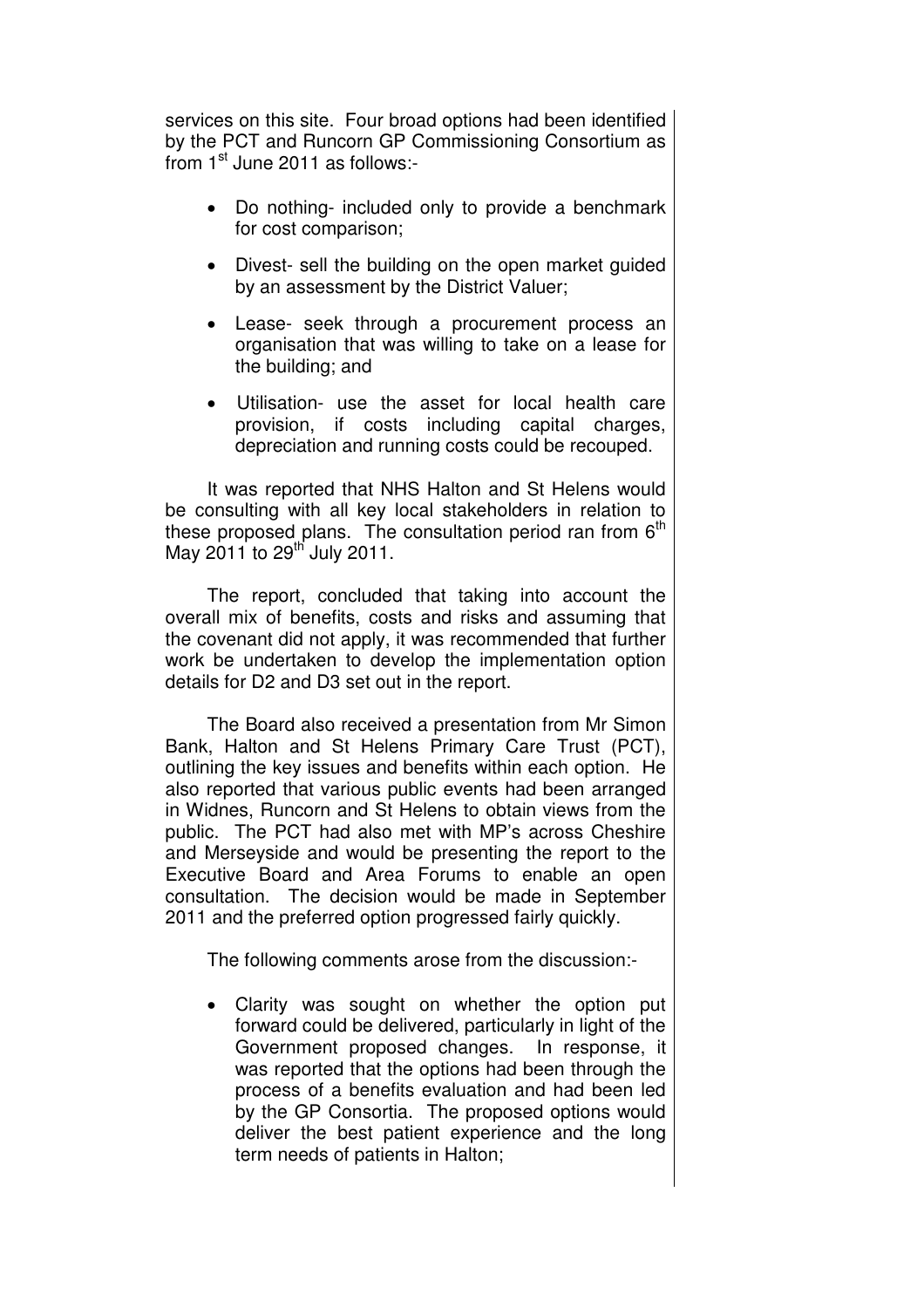services on this site. Four broad options had been identified by the PCT and Runcorn GP Commissioning Consortium as from 1st June 2011 as follows:-

- Do nothing- included only to provide a benchmark for cost comparison;
- Divest- sell the building on the open market guided by an assessment by the District Valuer;
- Lease- seek through a procurement process an organisation that was willing to take on a lease for the building; and
- Utilisation- use the asset for local health care provision, if costs including capital charges, depreciation and running costs could be recouped.

It was reported that NHS Halton and St Helens would be consulting with all key local stakeholders in relation to these proposed plans. The consultation period ran from 6th May 2011 to 29th July 2011.

The report, concluded that taking into account the overall mix of benefits, costs and risks and assuming that the covenant did not apply, it was recommended that further work be undertaken to develop the implementation option details for D2 and D3 set out in the report.

The Board also received a presentation from Mr Simon Bank, Halton and St Helens Primary Care Trust (PCT), outlining the key issues and benefits within each option. He also reported that various public events had been arranged in Widnes, Runcorn and St Helens to obtain views from the public. The PCT had also met with MP's across Cheshire and Merseyside and would be presenting the report to the Executive Board and Area Forums to enable an open consultation. The decision would be made in September 2011 and the preferred option progressed fairly quickly.

The following comments arose from the discussion:-

- Clarity was sought on whether the option put forward could be delivered, particularly in light of the Government proposed changes. In response, it was reported that the options had been through the process of a benefits evaluation and had been led by the GP Consortia. The proposed options would deliver the best patient experience and the long term needs of patients in Halton;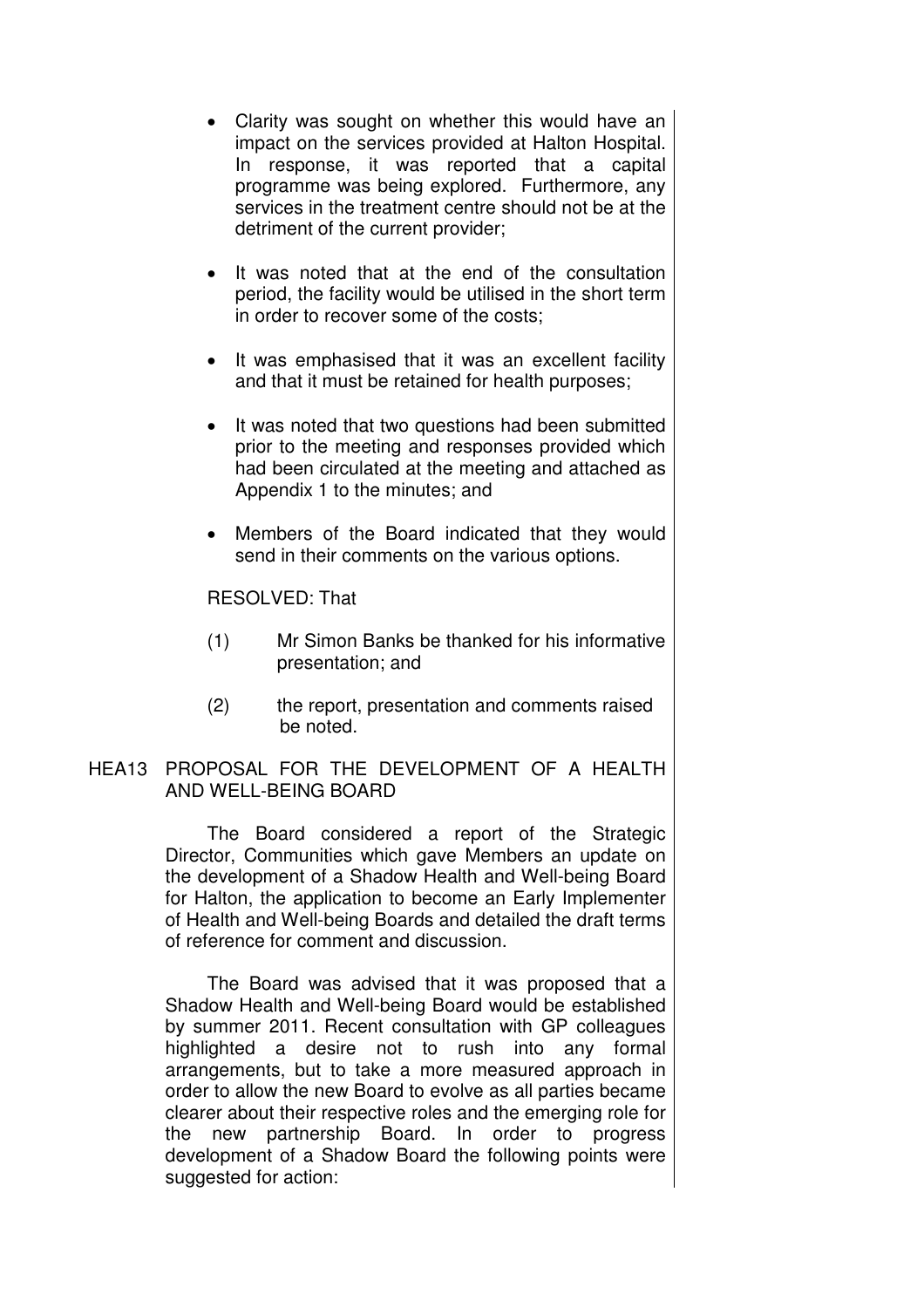- Clarity was sought on whether this would have an impact on the services provided at Halton Hospital. In response, it was reported that a capital programme was being explored. Furthermore, any services in the treatment centre should not be at the detriment of the current provider;

- It was noted that at the end of the consultation period, the facility would be utilised in the short term in order to recover some of the costs;

- It was emphasised that it was an excellent facility and that it must be retained for health purposes;

- It was noted that two questions had been submitted prior to the meeting and responses provided which had been circulated at the meeting and attached as Appendix 1 to the minutes; and

- Members of the Board indicated that they would send in their comments on the various options.

RESOLVED: That

(1) Mr Simon Banks be thanked for his informative presentation; and

(2) the report, presentation and comments raised be noted.

HEA13 PROPOSAL FOR THE DEVELOPMENT OF A HEALTH AND WELL-BEING BOARD

The Board considered a report of the Strategic Director, Communities which gave Members an update on the development of a Shadow Health and Well-being Board for Halton, the application to become an Early Implementer of Health and Well-being Boards and detailed the draft terms of reference for comment and discussion.

The Board was advised that it was proposed that a Shadow Health and Well-being Board would be established by summer 2011. Recent consultation with GP colleagues highlighted a desire not to rush into any formal arrangements, but to take a more measured approach in order to allow the new Board to evolve as all parties became clearer about their respective roles and the emerging role for the new partnership Board. In order to progress development of a Shadow Board the following points were suggested for action: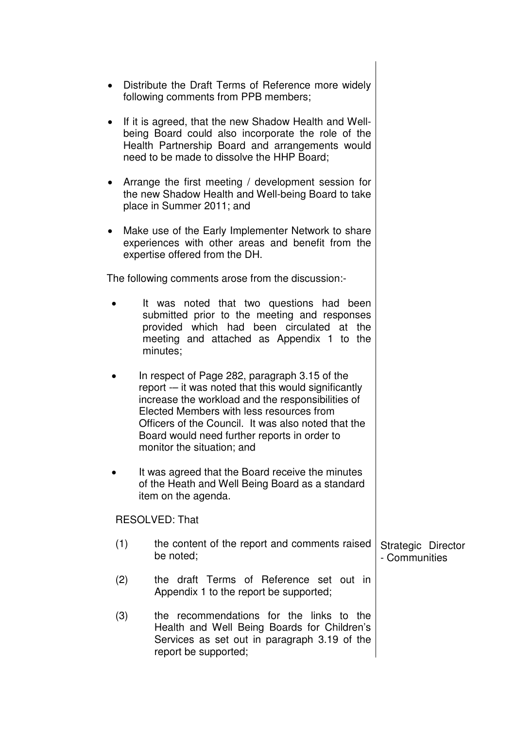- Distribute the Draft Terms of Reference more widely following comments from PPB members;

- If it is agreed, that the new Shadow Health and Well-being Board could also incorporate the role of the Health Partnership Board and arrangements would need to be made to dissolve the HHP Board;

- Arrange the first meeting / development session for the new Shadow Health and Well-being Board to take place in Summer 2011; and

- Make use of the Early Implementer Network to share experiences with other areas and benefit from the expertise offered from the DH.

The following comments arose from the discussion:-

- It was noted that two questions had been submitted prior to the meeting and responses provided which had been circulated at the meeting and attached as Appendix 1 to the minutes;

- In respect of Page 282, paragraph 3.15 of the report -– it was noted that this would significantly increase the workload and the responsibilities of Elected Members with less resources from Officers of the Council. It was also noted that the Board would need further reports in order to monitor the situation; and

- It was agreed that the Board receive the minutes of the Heath and Well Being Board as a standard item on the agenda.

RESOLVED: That

(1) the content of the report and comments raised be noted;

(2) the draft Terms of Reference set out in Appendix 1 to the report be supported;

(3) the recommendations for the links to the Health and Well Being Boards for Children's Services as set out in paragraph 3.19 of the report be supported;

Strategic Director - Communities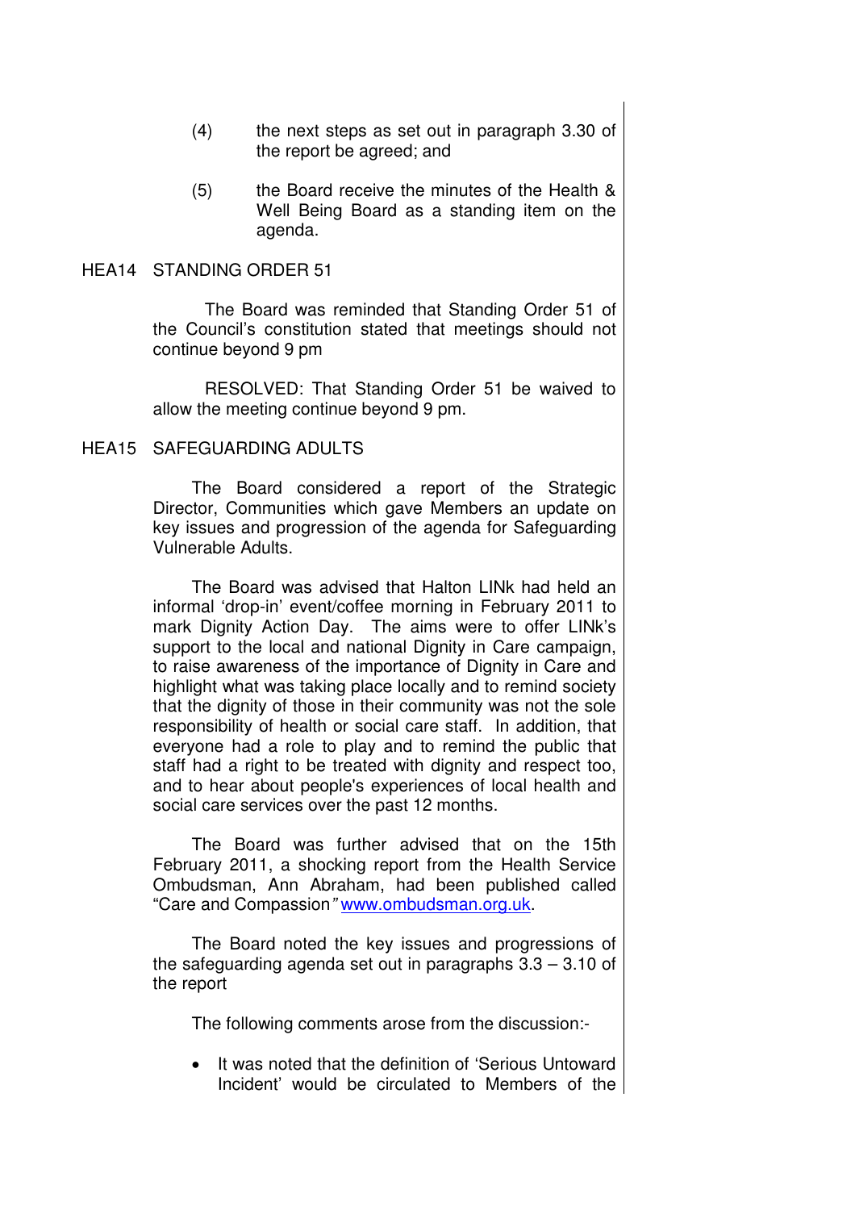(4) the next steps as set out in paragraph 3.30 of the report be agreed; and

(5) the Board receive the minutes of the Health & Well Being Board as a standing item on the agenda.

HEA14 STANDING ORDER 51

The Board was reminded that Standing Order 51 of the Council's constitution stated that meetings should not continue beyond 9 pm

RESOLVED: That Standing Order 51 be waived to allow the meeting continue beyond 9 pm.

HEA15 SAFEGUARDING ADULTS

The Board considered a report of the Strategic Director, Communities which gave Members an update on key issues and progression of the agenda for Safeguarding Vulnerable Adults.

The Board was advised that Halton LINk had held an informal 'drop-in' event/coffee morning in February 2011 to mark Dignity Action Day. The aims were to offer LINk's support to the local and national Dignity in Care campaign, to raise awareness of the importance of Dignity in Care and highlight what was taking place locally and to remind society that the dignity of those in their community was not the sole responsibility of health or social care staff. In addition, that everyone had a role to play and to remind the public that staff had a right to be treated with dignity and respect too, and to hear about people's experiences of local health and social care services over the past 12 months.

The Board was further advised that on the 15th February 2011, a shocking report from the Health Service Ombudsman, Ann Abraham, had been published called "Care and Compassion" www.ombudsman.org.uk.

The Board noted the key issues and progressions of the safeguarding agenda set out in paragraphs 3.3 – 3.10 of the report

The following comments arose from the discussion:-

- It was noted that the definition of 'Serious Untoward Incident' would be circulated to Members of the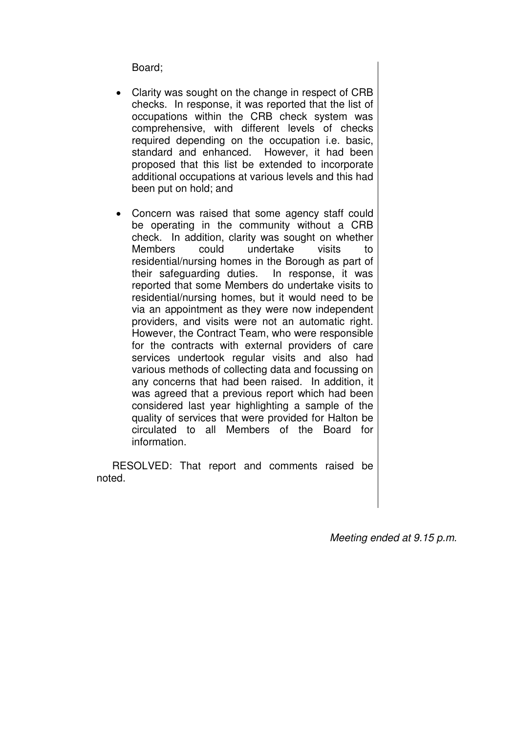Board;

- Clarity was sought on the change in respect of CRB checks. In response, it was reported that the list of occupations within the CRB check system was comprehensive, with different levels of checks required depending on the occupation i.e. basic, standard and enhanced. However, it had been proposed that this list be extended to incorporate additional occupations at various levels and this had been put on hold; and

- Concern was raised that some agency staff could be operating in the community without a CRB check. In addition, clarity was sought on whether Members could undertake visits to residential/nursing homes in the Borough as part of their safeguarding duties. In response, it was reported that some Members do undertake visits to residential/nursing homes, but it would need to be via an appointment as they were now independent providers, and visits were not an automatic right. However, the Contract Team, who were responsible for the contracts with external providers of care services undertook regular visits and also had various methods of collecting data and focussing on any concerns that had been raised. In addition, it was agreed that a previous report which had been considered last year highlighting a sample of the quality of services that were provided for Halton be circulated to all Members of the Board for information.

RESOLVED: That report and comments raised be noted.

*Meeting ended at 9.15 p.m.*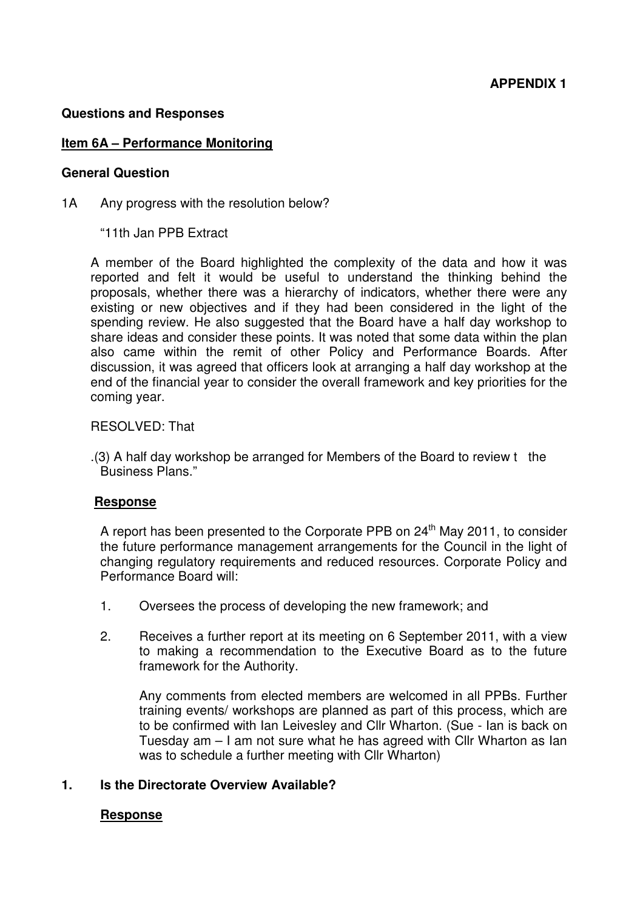**APPENDIX 1**

**Questions and Responses**

**Item 6A – Performance Monitoring**

**General Question**

1A Any progress with the resolution below?

"11th Jan PPB Extract

A member of the Board highlighted the complexity of the data and how it was reported and felt it would be useful to understand the thinking behind the proposals, whether there was a hierarchy of indicators, whether there were any existing or new objectives and if they had been considered in the light of the spending review. He also suggested that the Board have a half day workshop to share ideas and consider these points. It was noted that some data within the plan also came within the remit of other Policy and Performance Boards. After discussion, it was agreed that officers look at arranging a half day workshop at the end of the financial year to consider the overall framework and key priorities for the coming year.

RESOLVED: That

.(3) A half day workshop be arranged for Members of the Board to review t the Business Plans."

**Response**

A report has been presented to the Corporate PPB on 24th May 2011, to consider the future performance management arrangements for the Council in the light of changing regulatory requirements and reduced resources. Corporate Policy and Performance Board will:

1. Oversees the process of developing the new framework; and
2. Receives a further report at its meeting on 6 September 2011, with a view to making a recommendation to the Executive Board as to the future framework for the Authority.

   Any comments from elected members are welcomed in all PPBs. Further training events/ workshops are planned as part of this process, which are to be confirmed with Ian Leivesley and Cllr Wharton. (Sue - Ian is back on Tuesday am – I am not sure what he has agreed with Cllr Wharton as Ian was to schedule a further meeting with Cllr Wharton)

**1. Is the Directorate Overview Available?**

**Response**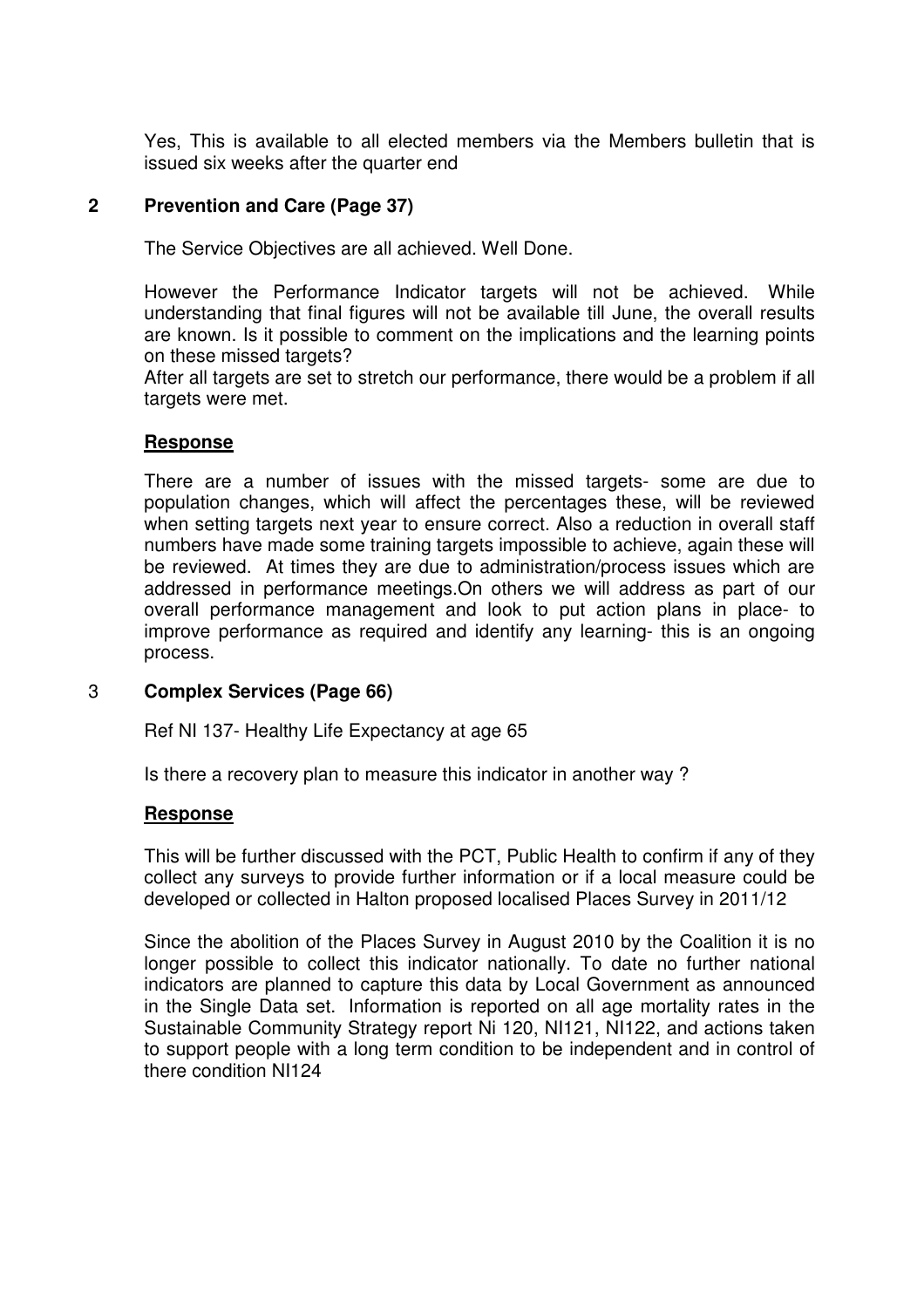Yes, This is available to all elected members via the Members bulletin that is issued six weeks after the quarter end

## 2 Prevention and Care (Page 37)

The Service Objectives are all achieved. Well Done.

However the Performance Indicator targets will not be achieved. While understanding that final figures will not be available till June, the overall results are known. Is it possible to comment on the implications and the learning points on these missed targets?
After all targets are set to stretch our performance, there would be a problem if all targets were met.

### Response

There are a number of issues with the missed targets- some are due to population changes, which will affect the percentages these, will be reviewed when setting targets next year to ensure correct. Also a reduction in overall staff numbers have made some training targets impossible to achieve, again these will be reviewed. At times they are due to administration/process issues which are addressed in performance meetings.On others we will address as part of our overall performance management and look to put action plans in place- to improve performance as required and identify any learning- this is an ongoing process.

## 3 Complex Services (Page 66)

Ref NI 137- Healthy Life Expectancy at age 65

Is there a recovery plan to measure this indicator in another way ?

### Response

This will be further discussed with the PCT, Public Health to confirm if any of they collect any surveys to provide further information or if a local measure could be developed or collected in Halton proposed localised Places Survey in 2011/12

Since the abolition of the Places Survey in August 2010 by the Coalition it is no longer possible to collect this indicator nationally. To date no further national indicators are planned to capture this data by Local Government as announced in the Single Data set. Information is reported on all age mortality rates in the Sustainable Community Strategy report Ni 120, NI121, NI122, and actions taken to support people with a long term condition to be independent and in control of there condition NI124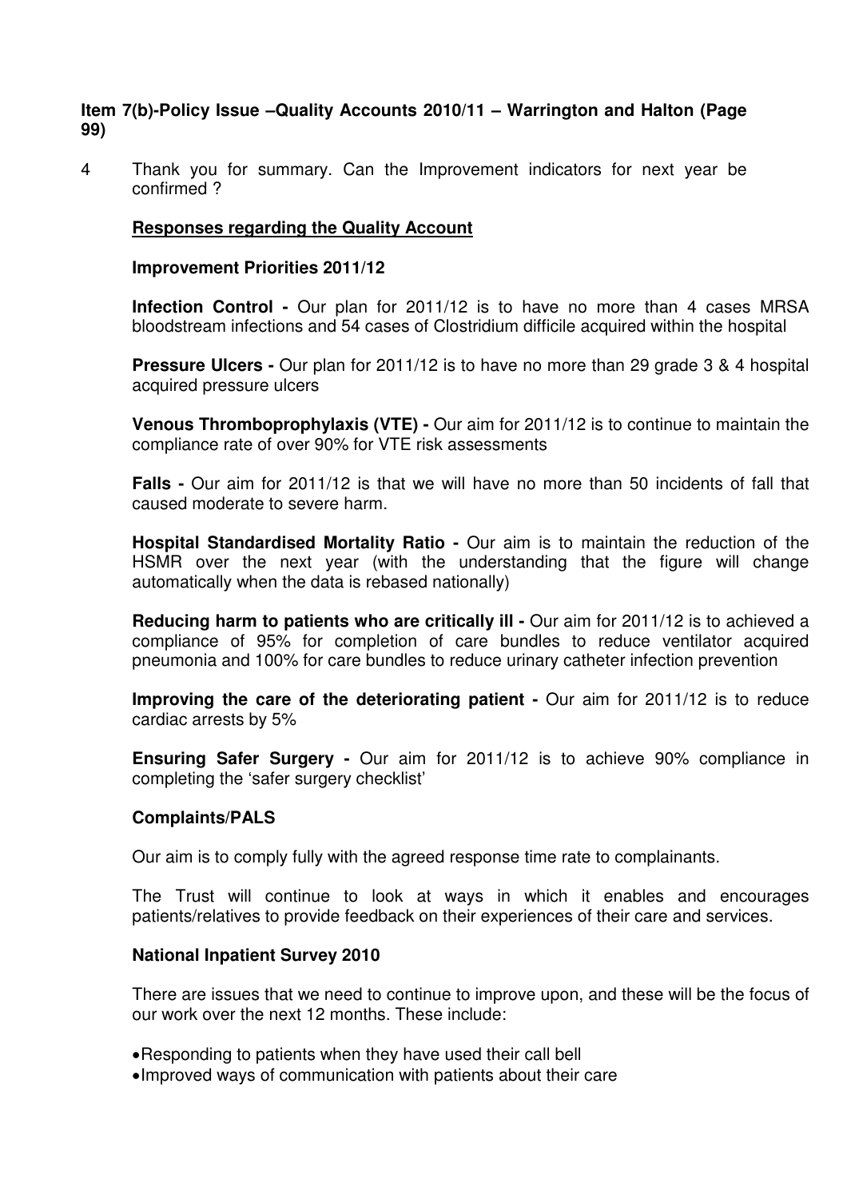**Item 7(b)-Policy Issue –Quality Accounts 2010/11 – Warrington and Halton (Page 99)**

4 Thank you for summary. Can the Improvement indicators for next year be confirmed ?

**Responses regarding the Quality Account**

**Improvement Priorities 2011/12**

**Infection Control -** Our plan for 2011/12 is to have no more than 4 cases MRSA bloodstream infections and 54 cases of Clostridium difficile acquired within the hospital

**Pressure Ulcers -** Our plan for 2011/12 is to have no more than 29 grade 3 & 4 hospital acquired pressure ulcers

**Venous Thromboprophylaxis (VTE) -** Our aim for 2011/12 is to continue to maintain the compliance rate of over 90% for VTE risk assessments

**Falls -** Our aim for 2011/12 is that we will have no more than 50 incidents of fall that caused moderate to severe harm.

**Hospital Standardised Mortality Ratio -** Our aim is to maintain the reduction of the HSMR over the next year (with the understanding that the figure will change automatically when the data is rebased nationally)

**Reducing harm to patients who are critically ill -** Our aim for 2011/12 is to achieved a compliance of 95% for completion of care bundles to reduce ventilator acquired pneumonia and 100% for care bundles to reduce urinary catheter infection prevention

**Improving the care of the deteriorating patient -** Our aim for 2011/12 is to reduce cardiac arrests by 5%

**Ensuring Safer Surgery -** Our aim for 2011/12 is to achieve 90% compliance in completing the 'safer surgery checklist'

**Complaints/PALS**

Our aim is to comply fully with the agreed response time rate to complainants.

The Trust will continue to look at ways in which it enables and encourages patients/relatives to provide feedback on their experiences of their care and services.

**National Inpatient Survey 2010**

There are issues that we need to continue to improve upon, and these will be the focus of our work over the next 12 months. These include:

- Responding to patients when they have used their call bell
- Improved ways of communication with patients about their care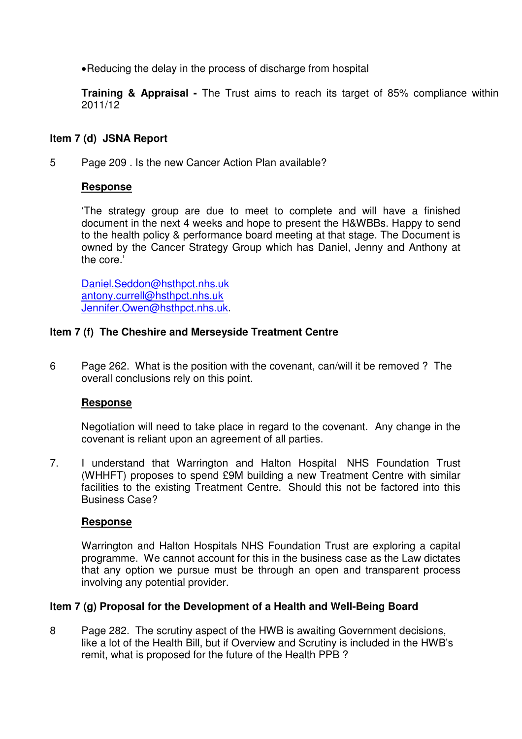- Reducing the delay in the process of discharge from hospital

**Training & Appraisal -** The Trust aims to reach its target of 85% compliance within 2011/12

**Item 7 (d) JSNA Report**

5 Page 209 . Is the new Cancer Action Plan available?

**Response**

'The strategy group are due to meet to complete and will have a finished document in the next 4 weeks and hope to present the H&WBBs. Happy to send to the health policy & performance board meeting at that stage. The Document is owned by the Cancer Strategy Group which has Daniel, Jenny and Anthony at the core.'

Daniel.Seddon@hsthpct.nhs.uk
antony.currell@hsthpct.nhs.uk
Jennifer.Owen@hsthpct.nhs.uk.

**Item 7 (f) The Cheshire and Merseyside Treatment Centre**

6 Page 262. What is the position with the covenant, can/will it be removed ? The overall conclusions rely on this point.

**Response**

Negotiation will need to take place in regard to the covenant. Any change in the covenant is reliant upon an agreement of all parties.

7. I understand that Warrington and Halton Hospital NHS Foundation Trust (WHHFT) proposes to spend £9M building a new Treatment Centre with similar facilities to the existing Treatment Centre. Should this not be factored into this Business Case?

**Response**

Warrington and Halton Hospitals NHS Foundation Trust are exploring a capital programme. We cannot account for this in the business case as the Law dictates that any option we pursue must be through an open and transparent process involving any potential provider.

**Item 7 (g) Proposal for the Development of a Health and Well-Being Board**

8 Page 282. The scrutiny aspect of the HWB is awaiting Government decisions, like a lot of the Health Bill, but if Overview and Scrutiny is included in the HWB's remit, what is proposed for the future of the Health PPB ?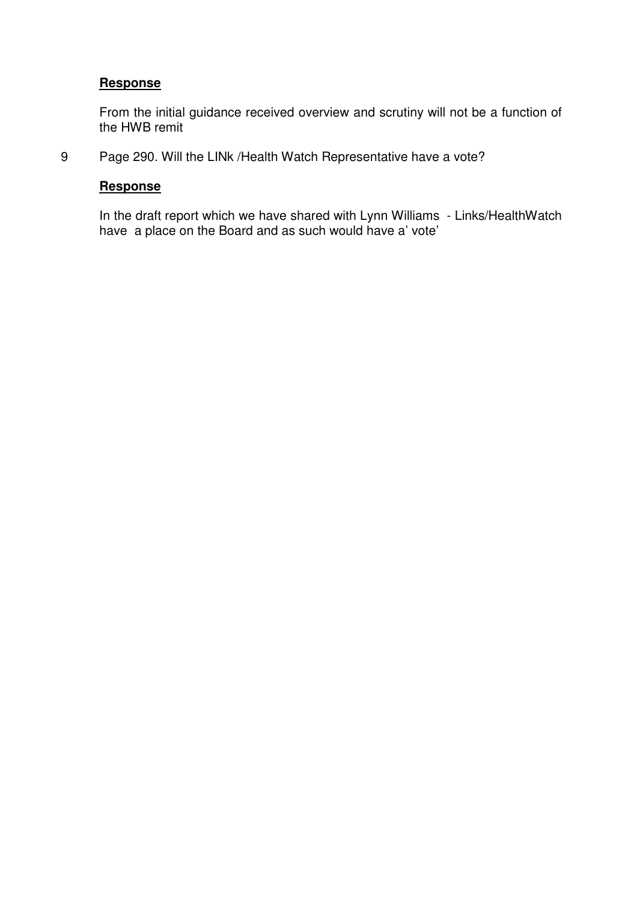**Response**

From the initial guidance received overview and scrutiny will not be a function of the HWB remit

9 Page 290. Will the LINk /Health Watch Representative have a vote?

**Response**

In the draft report which we have shared with Lynn Williams - Links/HealthWatch have a place on the Board and as such would have a' vote'